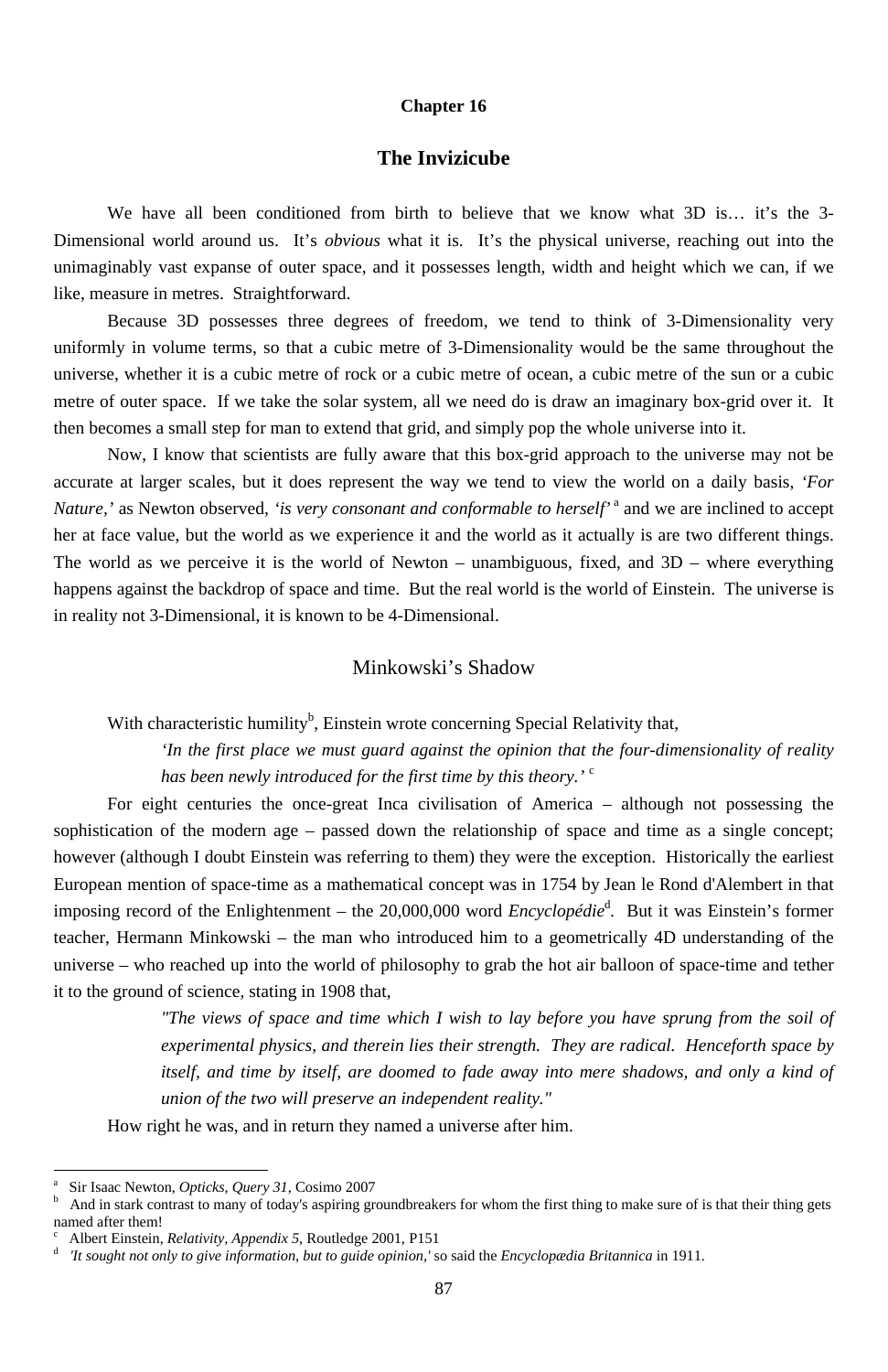# Chapter 16

## The Invizicube

We have all been conditioned from birth to believe that we know what 3D is… it's the 3-Dimensional world around us. It's *obvious* what it is. It's the physical universe, reaching out into the unimaginably vast expanse of outer space, and it possesses length, width and height which we can, if we like, measure in metres. Straightforward.

Because 3D possesses three degrees of freedom, we tend to think of 3-Dimensionality very uniformly in volume terms, so that a cubic metre of 3-Dimensionality would be the same throughout the universe, whether it is a cubic metre of rock or a cubic metre of ocean, a cubic metre of the sun or a cubic metre of outer space. If we take the solar system, all we need do is draw an imaginary box-grid over it. It then becomes a small step for man to extend that grid, and simply pop the whole universe into it.

Now, I know that scientists are fully aware that this box-grid approach to the universe may not be accurate at larger scales, but it does represent the way we tend to view the world on a daily basis, *'For Nature,'* as Newton observed, *'is very consonant and conformable to herself'* [a] and we are inclined to accept her at face value, but the world as we experience it and the world as it actually is are two different things. The world as we perceive it is the world of Newton – unambiguous, fixed, and 3D – where everything happens against the backdrop of space and time. But the real world is the world of Einstein. The universe is in reality not 3-Dimensional, it is known to be 4-Dimensional.

### Minkowski's Shadow

With characteristic humility[b], Einstein wrote concerning Special Relativity that,

> *'In the first place we must guard against the opinion that the four-dimensionality of reality has been newly introduced for the first time by this theory.'* [c]

For eight centuries the once-great Inca civilisation of America – although not possessing the sophistication of the modern age – passed down the relationship of space and time as a single concept; however (although I doubt Einstein was referring to them) they were the exception. Historically the earliest European mention of space-time as a mathematical concept was in 1754 by Jean le Rond d'Alembert in that imposing record of the Enlightenment – the 20,000,000 word *Encyclopédie*[d]. But it was Einstein's former teacher, Hermann Minkowski – the man who introduced him to a geometrically 4D understanding of the universe – who reached up into the world of philosophy to grab the hot air balloon of space-time and tether it to the ground of science, stating in 1908 that,

> *"The views of space and time which I wish to lay before you have sprung from the soil of experimental physics, and therein lies their strength. They are radical. Henceforth space by itself, and time by itself, are doomed to fade away into mere shadows, and only a kind of union of the two will preserve an independent reality."*

How right he was, and in return they named a universe after him.

---

[a] Sir Isaac Newton, *Opticks, Query 31*, Cosimo 2007

[b] And in stark contrast to many of today's aspiring groundbreakers for whom the first thing to make sure of is that their thing gets named after them!

[c] Albert Einstein, *Relativity, Appendix 5*, Routledge 2001, P151

[d] *'It sought not only to give information, but to guide opinion,'* so said the *Encyclopædia Britannica* in 1911.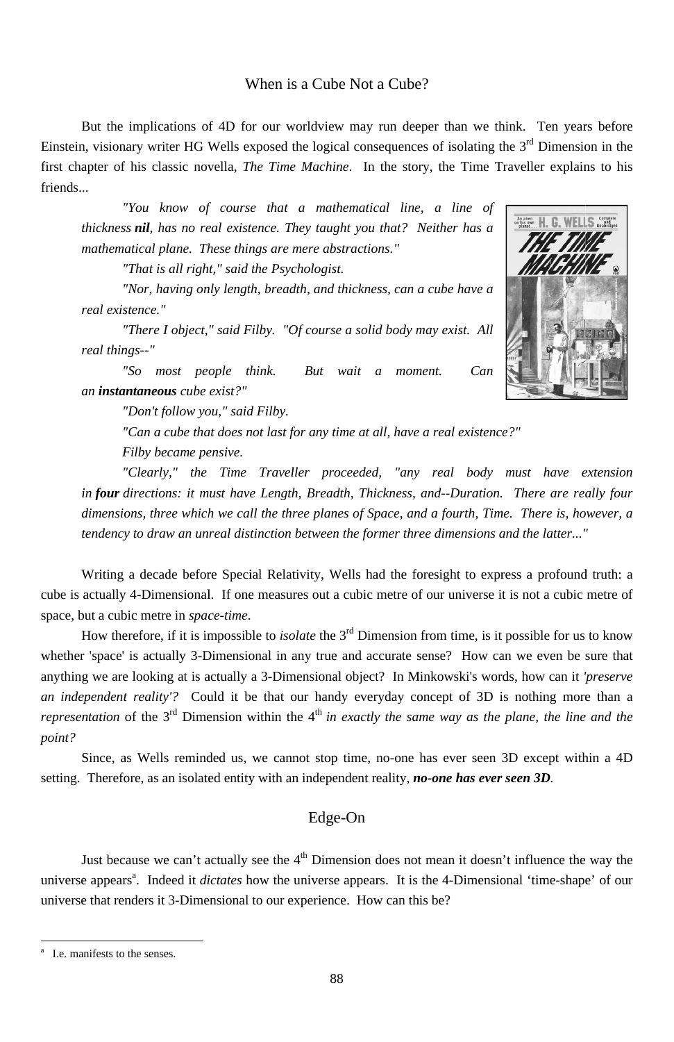## When is a Cube Not a Cube?

But the implications of 4D for our worldview may run deeper than we think. Ten years before Einstein, visionary writer HG Wells exposed the logical consequences of isolating the 3rd Dimension in the first chapter of his classic novella, *The Time Machine*. In the story, the Time Traveller explains to his friends...

> *"You know of course that a mathematical line, a line of thickness **nil**, has no real existence. They taught you that? Neither has a mathematical plane. These things are mere abstractions."*
>
> *"That is all right," said the Psychologist.*
>
> *"Nor, having only length, breadth, and thickness, can a cube have a real existence."*
>
> *"There I object," said Filby. "Of course a solid body may exist. All real things--"*
>
> *"So most people think. But wait a moment. Can an **instantaneous** cube exist?"*
>
> *"Don't follow you," said Filby.*
>
> *"Can a cube that does not last for any time at all, have a real existence?"*
>
> *Filby became pensive.*
>
> *"Clearly," the Time Traveller proceeded, "any real body must have extension in **four** directions: it must have Length, Breadth, Thickness, and--Duration. There are really four dimensions, three which we call the three planes of Space, and a fourth, Time. There is, however, a tendency to draw an unreal distinction between the former three dimensions and the latter..."*

Writing a decade before Special Relativity, Wells had the foresight to express a profound truth: a cube is actually 4-Dimensional. If one measures out a cubic metre of our universe it is not a cubic metre of space, but a cubic metre in *space-time*.

How therefore, if it is impossible to *isolate* the 3rd Dimension from time, is it possible for us to know whether 'space' is actually 3-Dimensional in any true and accurate sense? How can we even be sure that anything we are looking at is actually a 3-Dimensional object? In Minkowski's words, how can it *'preserve an independent reality'?* Could it be that our handy everyday concept of 3D is nothing more than a *representation* of the 3rd Dimension within the 4th *in exactly the same way as the plane, the line and the point?*

Since, as Wells reminded us, we cannot stop time, no-one has ever seen 3D except within a 4D setting. Therefore, as an isolated entity with an independent reality, ***no-one has ever seen 3D***.

## Edge-On

Just because we can't actually see the 4th Dimension does not mean it doesn't influence the way the universe appears[a]. Indeed it *dictates* how the universe appears. It is the 4-Dimensional 'time-shape' of our universe that renders it 3-Dimensional to our experience. How can this be?

---

[a] I.e. manifests to the senses.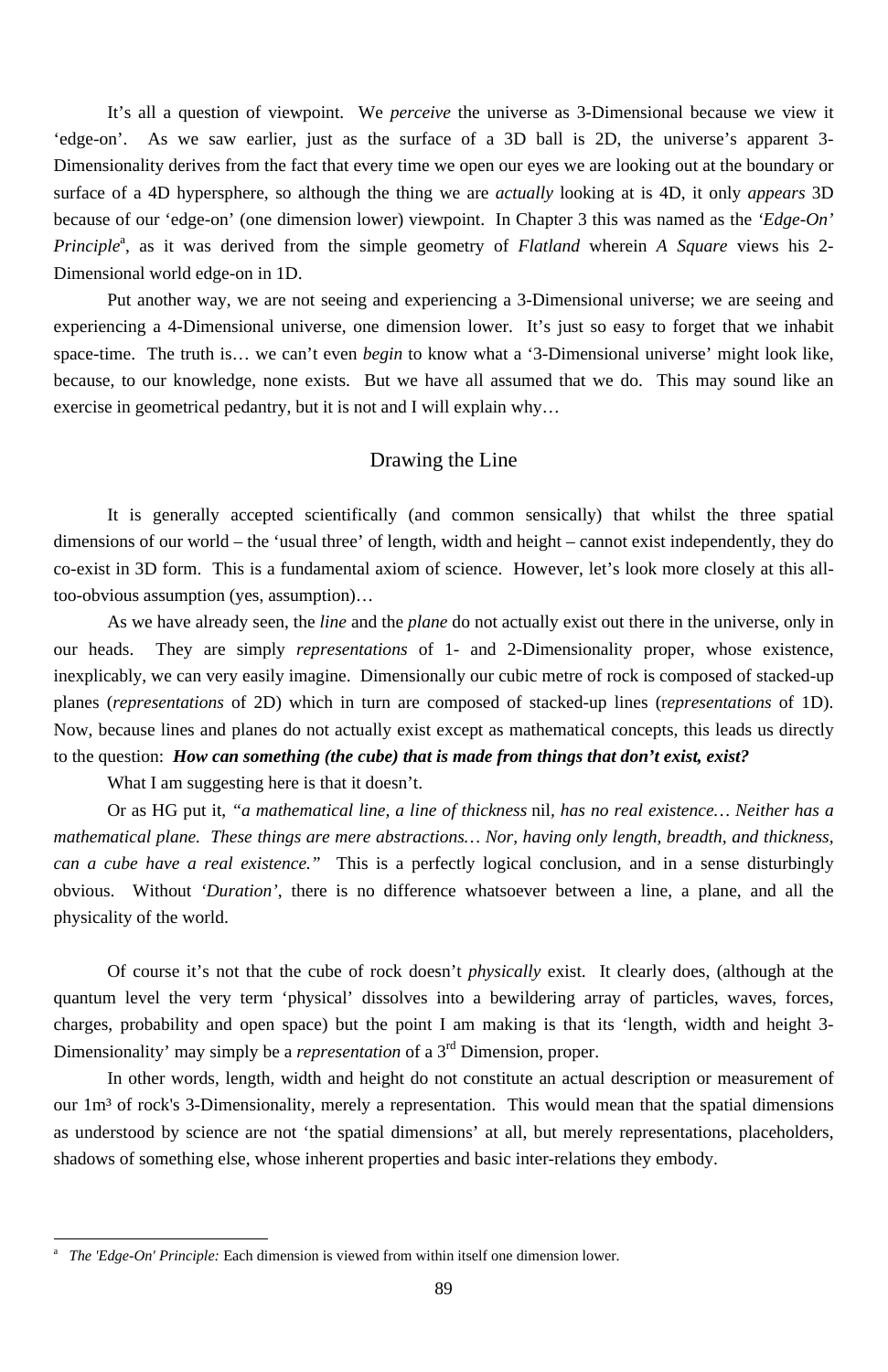It's all a question of viewpoint. We *perceive* the universe as 3-Dimensional because we view it 'edge-on'. As we saw earlier, just as the surface of a 3D ball is 2D, the universe's apparent 3-Dimensionality derives from the fact that every time we open our eyes we are looking out at the boundary or surface of a 4D hypersphere, so although the thing we are *actually* looking at is 4D, it only *appears* 3D because of our 'edge-on' (one dimension lower) viewpoint. In Chapter 3 this was named as the *'Edge-On' Principle*[a], as it was derived from the simple geometry of *Flatland* wherein *A Square* views his 2-Dimensional world edge-on in 1D.

Put another way, we are not seeing and experiencing a 3-Dimensional universe; we are seeing and experiencing a 4-Dimensional universe, one dimension lower. It's just so easy to forget that we inhabit space-time. The truth is… we can't even *begin* to know what a '3-Dimensional universe' might look like, because, to our knowledge, none exists. But we have all assumed that we do. This may sound like an exercise in geometrical pedantry, but it is not and I will explain why…

## Drawing the Line

It is generally accepted scientifically (and common sensically) that whilst the three spatial dimensions of our world – the 'usual three' of length, width and height – cannot exist independently, they do co-exist in 3D form. This is a fundamental axiom of science. However, let's look more closely at this all-too-obvious assumption (yes, assumption)…

As we have already seen, the *line* and the *plane* do not actually exist out there in the universe, only in our heads. They are simply *representations* of 1- and 2-Dimensionality proper, whose existence, inexplicably, we can very easily imagine. Dimensionally our cubic metre of rock is composed of stacked-up planes (*representations* of 2D) which in turn are composed of stacked-up lines (*representations* of 1D). Now, because lines and planes do not actually exist except as mathematical concepts, this leads us directly to the question: ***How can something (the cube) that is made from things that don't exist, exist?***

What I am suggesting here is that it doesn't.

Or as HG put it, *"a mathematical line, a line of thickness* nil*, has no real existence… Neither has a mathematical plane. These things are mere abstractions… Nor, having only length, breadth, and thickness, can a cube have a real existence."* This is a perfectly logical conclusion, and in a sense disturbingly obvious. Without *'Duration'*, there is no difference whatsoever between a line, a plane, and all the physicality of the world.

Of course it's not that the cube of rock doesn't *physically* exist. It clearly does, (although at the quantum level the very term 'physical' dissolves into a bewildering array of particles, waves, forces, charges, probability and open space) but the point I am making is that its 'length, width and height 3-Dimensionality' may simply be a *representation* of a 3rd Dimension, proper.

In other words, length, width and height do not constitute an actual description or measurement of our $1m^3$ of rock's 3-Dimensionality, merely a representation. This would mean that the spatial dimensions as understood by science are not 'the spatial dimensions' at all, but merely representations, placeholders, shadows of something else, whose inherent properties and basic inter-relations they embody.

---

[a] *The 'Edge-On' Principle:* Each dimension is viewed from within itself one dimension lower.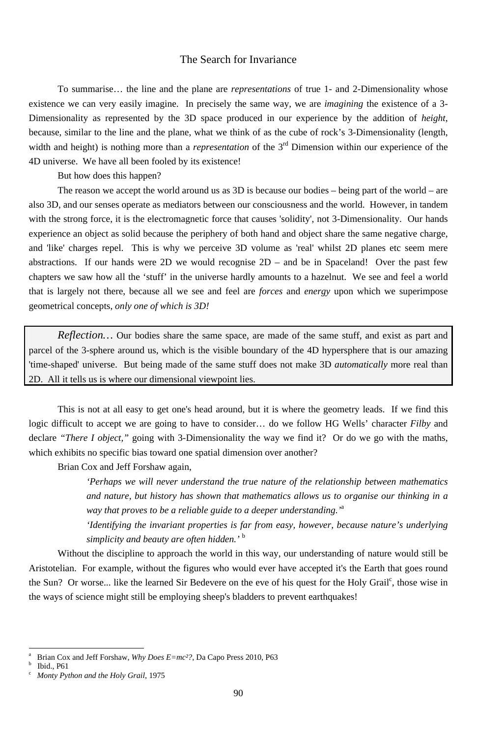## The Search for Invariance

To summarise… the line and the plane are *representations* of true 1- and 2-Dimensionality whose existence we can very easily imagine. In precisely the same way, we are *imagining* the existence of a 3-Dimensionality as represented by the 3D space produced in our experience by the addition of *height*, because, similar to the line and the plane, what we think of as the cube of rock's 3-Dimensionality (length, width and height) is nothing more than a *representation* of the 3rd Dimension within our experience of the 4D universe. We have all been fooled by its existence!

But how does this happen?

The reason we accept the world around us as 3D is because our bodies – being part of the world – are also 3D, and our senses operate as mediators between our consciousness and the world. However, in tandem with the strong force, it is the electromagnetic force that causes 'solidity', not 3-Dimensionality. Our hands experience an object as solid because the periphery of both hand and object share the same negative charge, and 'like' charges repel. This is why we perceive 3D volume as 'real' whilst 2D planes etc seem mere abstractions. If our hands were 2D we would recognise 2D – and be in Spaceland! Over the past few chapters we saw how all the 'stuff' in the universe hardly amounts to a hazelnut. We see and feel a world that is largely not there, because all we see and feel are *forces* and *energy* upon which we superimpose geometrical concepts, *only one of which is 3D!*

> *Reflection…* Our bodies share the same space, are made of the same stuff, and exist as part and parcel of the 3-sphere around us, which is the visible boundary of the 4D hypersphere that is our amazing 'time-shaped' universe. But being made of the same stuff does not make 3D *automatically* more real than 2D. All it tells us is where our dimensional viewpoint lies.

This is not at all easy to get one's head around, but it is where the geometry leads. If we find this logic difficult to accept we are going to have to consider… do we follow HG Wells' character *Filby* and declare *"There I object,"* going with 3-Dimensionality the way we find it? Or do we go with the maths, which exhibits no specific bias toward one spatial dimension over another?

Brian Cox and Jeff Forshaw again,

> *'Perhaps we will never understand the true nature of the relationship between mathematics and nature, but history has shown that mathematics allows us to organise our thinking in a way that proves to be a reliable guide to a deeper understanding.'*[a]
>
> *'Identifying the invariant properties is far from easy, however, because nature's underlying simplicity and beauty are often hidden.'* [b]

Without the discipline to approach the world in this way, our understanding of nature would still be Aristotelian. For example, without the figures who would ever have accepted it's the Earth that goes round the Sun? Or worse... like the learned Sir Bedevere on the eve of his quest for the Holy Grail[c], those wise in the ways of science might still be employing sheep's bladders to prevent earthquakes!

---

[a] Brian Cox and Jeff Forshaw, *Why Does E=mc²?*, Da Capo Press 2010, P63

[b] Ibid., P61

[c] *Monty Python and the Holy Grail*, 1975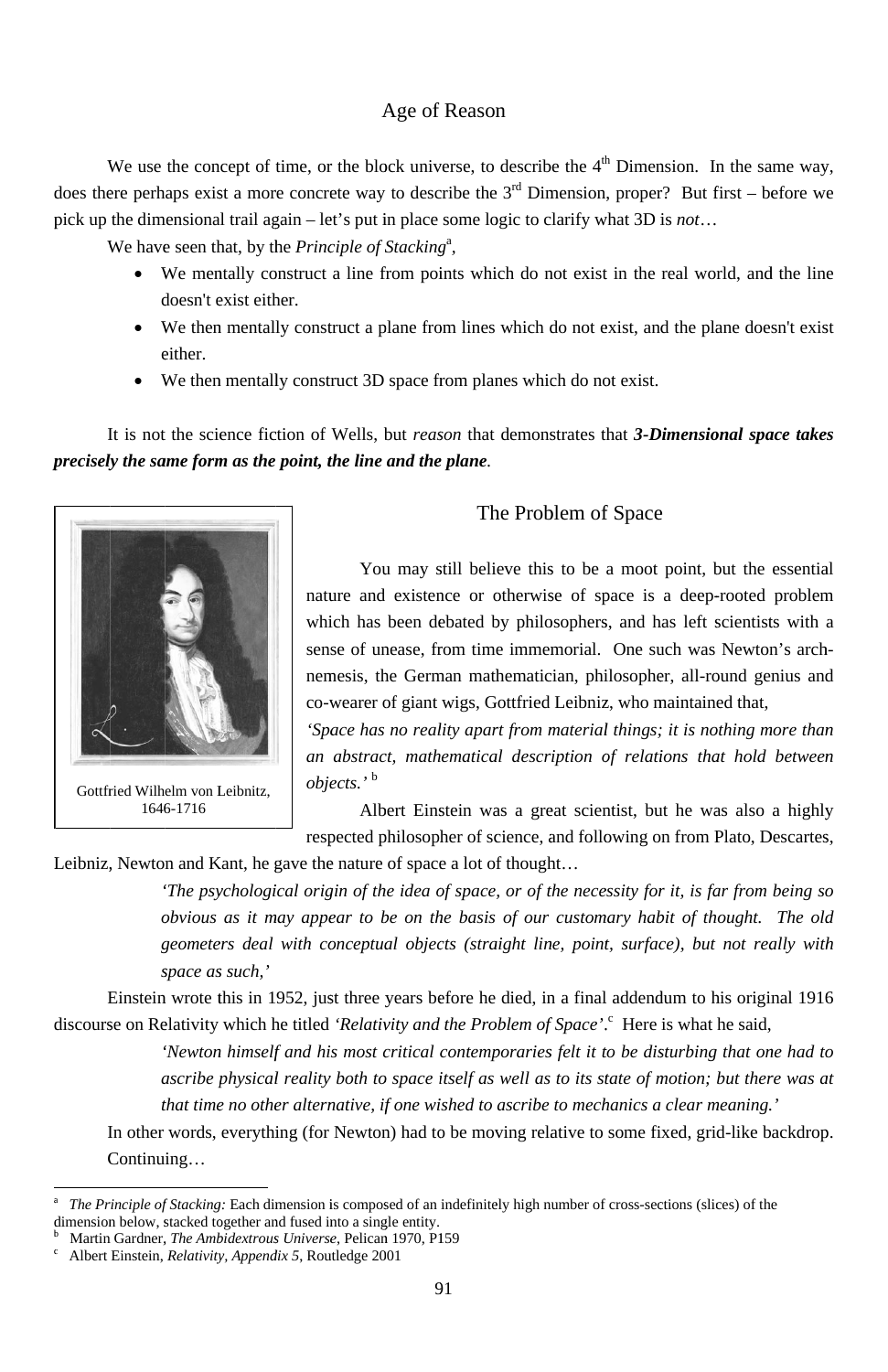## Age of Reason

We use the concept of time, or the block universe, to describe the 4th Dimension. In the same way, does there perhaps exist a more concrete way to describe the 3rd Dimension, proper? But first – before we pick up the dimensional trail again – let's put in place some logic to clarify what 3D is *not*…

We have seen that, by the *Principle of Stacking*[a],

- We mentally construct a line from points which do not exist in the real world, and the line doesn't exist either.
- We then mentally construct a plane from lines which do not exist, and the plane doesn't exist either.
- We then mentally construct 3D space from planes which do not exist.

It is not the science fiction of Wells, but *reason* that demonstrates that ***3-Dimensional space takes precisely the same form as the point, the line and the plane***.

## The Problem of Space

Gottfried Wilhelm von Leibnitz, 1646-1716

You may still believe this to be a moot point, but the essential nature and existence or otherwise of space is a deep-rooted problem which has been debated by philosophers, and has left scientists with a sense of unease, from time immemorial. One such was Newton's arch-nemesis, the German mathematician, philosopher, all-round genius and co-wearer of giant wigs, Gottfried Leibniz, who maintained that,

*'Space has no reality apart from material things; it is nothing more than an abstract, mathematical description of relations that hold between objects.'* [b]

Albert Einstein was a great scientist, but he was also a highly respected philosopher of science, and following on from Plato, Descartes, Leibniz, Newton and Kant, he gave the nature of space a lot of thought…

> *'The psychological origin of the idea of space, or of the necessity for it, is far from being so obvious as it may appear to be on the basis of our customary habit of thought. The old geometers deal with conceptual objects (straight line, point, surface), but not really with space as such,'*

Einstein wrote this in 1952, just three years before he died, in a final addendum to his original 1916 discourse on Relativity which he titled *'Relativity and the Problem of Space'*.[c] Here is what he said,

> *'Newton himself and his most critical contemporaries felt it to be disturbing that one had to ascribe physical reality both to space itself as well as to its state of motion; but there was at that time no other alternative, if one wished to ascribe to mechanics a clear meaning.'*

In other words, everything (for Newton) had to be moving relative to some fixed, grid-like backdrop.

Continuing…

---

[a] *The Principle of Stacking:* Each dimension is composed of an indefinitely high number of cross-sections (slices) of the dimension below, stacked together and fused into a single entity.

[b] Martin Gardner, *The Ambidextrous Universe*, Pelican 1970, P159

[c] Albert Einstein, *Relativity, Appendix 5*, Routledge 2001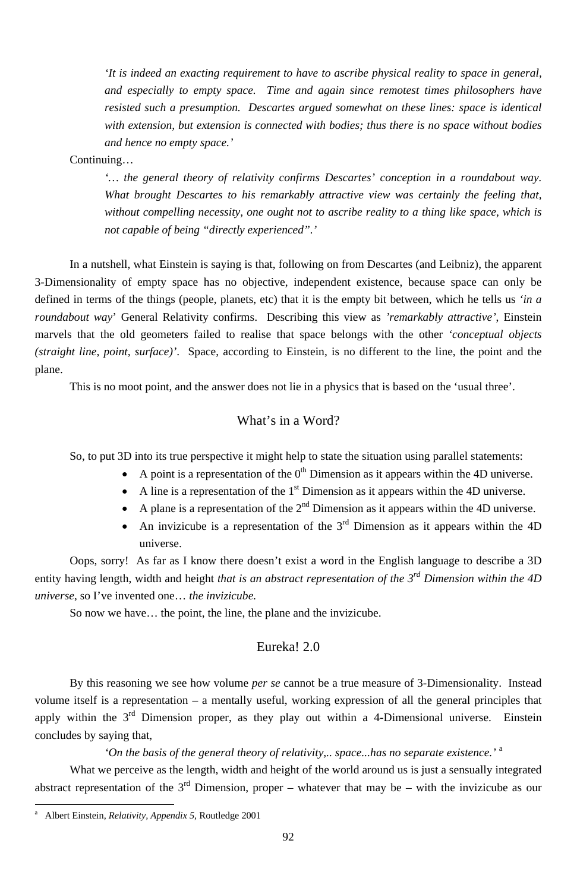> *'It is indeed an exacting requirement to have to ascribe physical reality to space in general, and especially to empty space. Time and again since remotest times philosophers have resisted such a presumption. Descartes argued somewhat on these lines: space is identical with extension, but extension is connected with bodies; thus there is no space without bodies and hence no empty space.'*

Continuing…

> *'… the general theory of relativity confirms Descartes' conception in a roundabout way. What brought Descartes to his remarkably attractive view was certainly the feeling that, without compelling necessity, one ought not to ascribe reality to a thing like space, which is not capable of being "directly experienced".'*

In a nutshell, what Einstein is saying is that, following on from Descartes (and Leibniz), the apparent 3-Dimensionality of empty space has no objective, independent existence, because space can only be defined in terms of the things (people, planets, etc) that it is the empty bit between, which he tells us *'in a roundabout way'* General Relativity confirms. Describing this view as *'remarkably attractive'*, Einstein marvels that the old geometers failed to realise that space belongs with the other *'conceptual objects (straight line, point, surface)'*. Space, according to Einstein, is no different to the line, the point and the plane.

This is no moot point, and the answer does not lie in a physics that is based on the 'usual three'.

## What's in a Word?

So, to put 3D into its true perspective it might help to state the situation using parallel statements:

- A point is a representation of the 0th Dimension as it appears within the 4D universe.
- A line is a representation of the 1st Dimension as it appears within the 4D universe.
- A plane is a representation of the 2nd Dimension as it appears within the 4D universe.
- An invizicube is a representation of the 3rd Dimension as it appears within the 4D universe.

Oops, sorry! As far as I know there doesn't exist a word in the English language to describe a 3D entity having length, width and height *that is an abstract representation of the 3rd Dimension within the 4D universe*, so I've invented one… *the invizicube.*

So now we have… the point, the line, the plane and the invizicube.

## Eureka! 2.0

By this reasoning we see how volume *per se* cannot be a true measure of 3-Dimensionality. Instead volume itself is a representation – a mentally useful, working expression of all the general principles that apply within the 3rd Dimension proper, as they play out within a 4-Dimensional universe. Einstein concludes by saying that,

> *'On the basis of the general theory of relativity,.. space...has no separate existence.'* [a]

What we perceive as the length, width and height of the world around us is just a sensually integrated abstract representation of the 3rd Dimension, proper – whatever that may be – with the invizicube as our

---

[a] Albert Einstein, *Relativity, Appendix 5*, Routledge 2001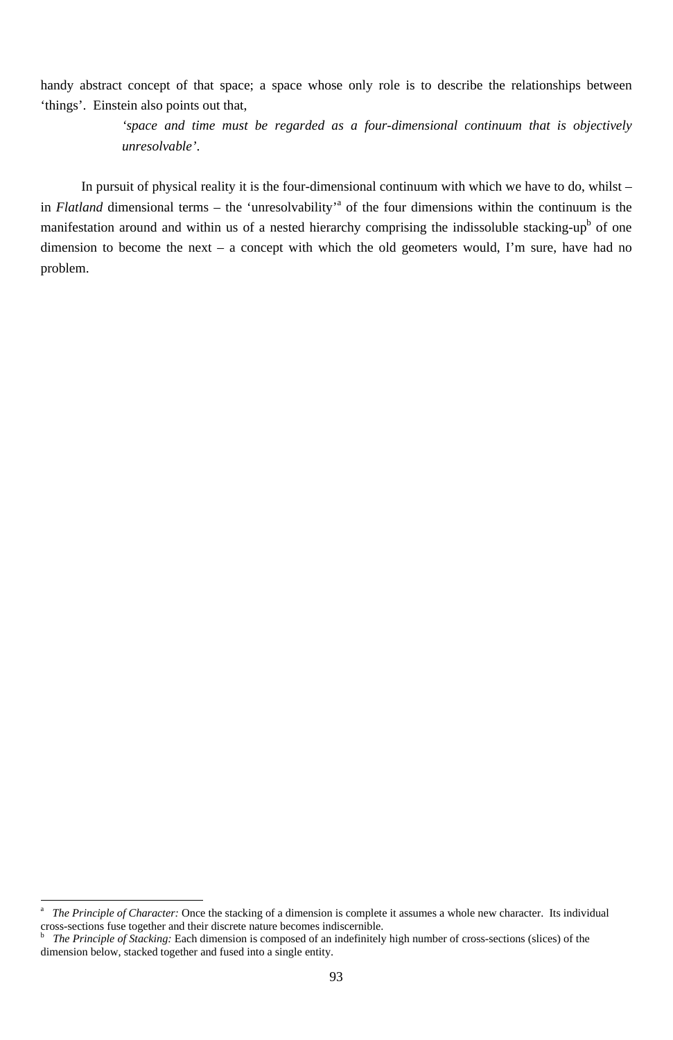handy abstract concept of that space; a space whose only role is to describe the relationships between 'things'. Einstein also points out that,

> *'space and time must be regarded as a four-dimensional continuum that is objectively unresolvable'.*

In pursuit of physical reality it is the four-dimensional continuum with which we have to do, whilst – in *Flatland* dimensional terms – the 'unresolvability'[a] of the four dimensions within the continuum is the manifestation around and within us of a nested hierarchy comprising the indissoluble stacking-up[b] of one dimension to become the next – a concept with which the old geometers would, I'm sure, have had no problem.

---

[a] *The Principle of Character:* Once the stacking of a dimension is complete it assumes a whole new character. Its individual cross-sections fuse together and their discrete nature becomes indiscernible.

[b] *The Principle of Stacking:* Each dimension is composed of an indefinitely high number of cross-sections (slices) of the dimension below, stacked together and fused into a single entity.